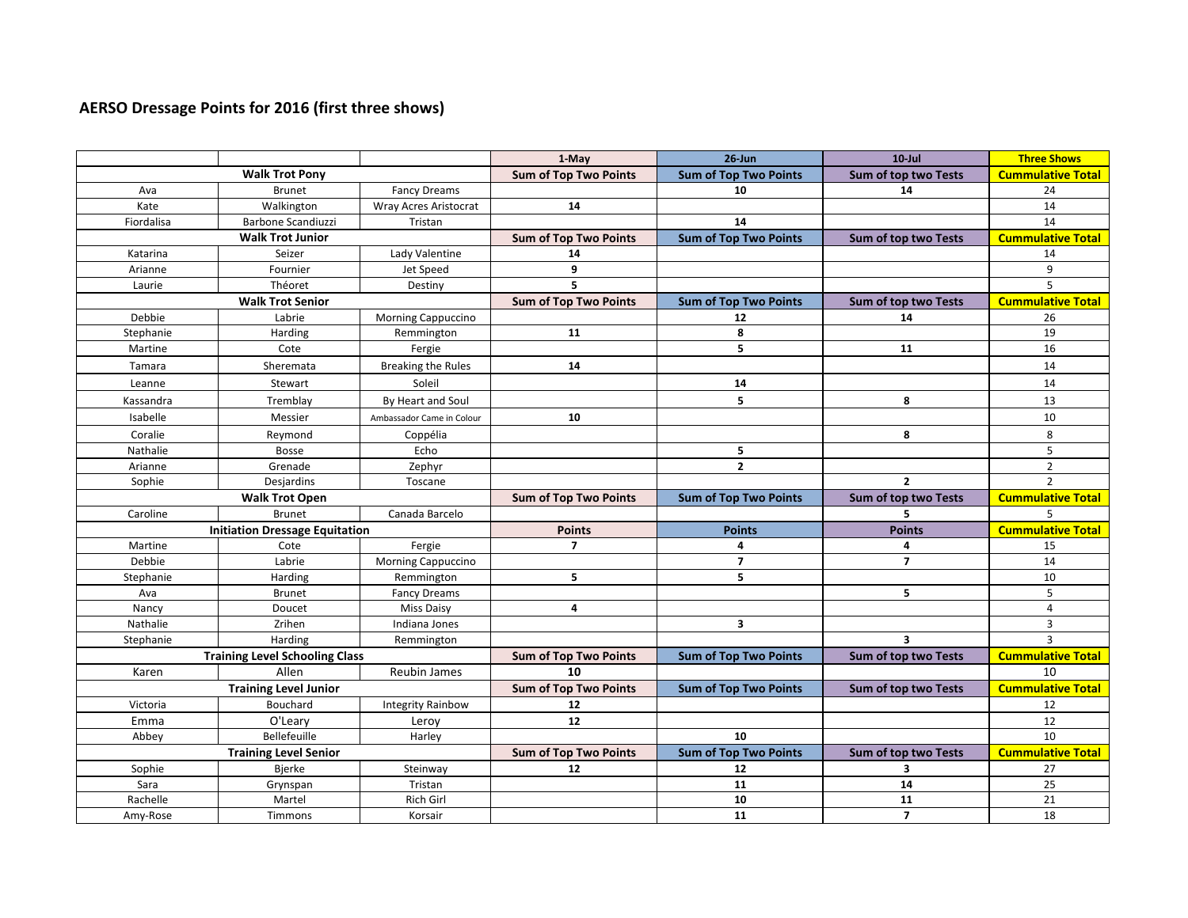# AERSO Dressage Points for 2016 (first three shows)

| | | | 1-May | 26-Jun | 10-Jul | Three Shows |
|---|---|---|---|---|---|---|
| **Walk Trot Pony** | | | **Sum of Top Two Points** | **Sum of Top Two Points** | **Sum of top two Tests** | **Cummulative Total** |
| Ava | Brunet | Fancy Dreams | | **10** | **14** | 24 |
| Kate | Walkington | Wray Acres Aristocrat | **14** | | | 14 |
| Fiordalisa | Barbone Scandiuzzi | Tristan | | **14** | | 14 |
| **Walk Trot Junior** | | | **Sum of Top Two Points** | **Sum of Top Two Points** | **Sum of top two Tests** | **Cummulative Total** |
| Katarina | Seizer | Lady Valentine | **14** | | | 14 |
| Arianne | Fournier | Jet Speed | **9** | | | 9 |
| Laurie | Théoret | Destiny | **5** | | | 5 |
| **Walk Trot Senior** | | | **Sum of Top Two Points** | **Sum of Top Two Points** | **Sum of top two Tests** | **Cummulative Total** |
| Debbie | Labrie | Morning Cappuccino | | **12** | **14** | 26 |
| Stephanie | Harding | Remmington | **11** | **8** | | 19 |
| Martine | Cote | Fergie | | **5** | **11** | 16 |
| Tamara | Sheremata | Breaking the Rules | **14** | | | 14 |
| Leanne | Stewart | Soleil | | **14** | | 14 |
| Kassandra | Tremblay | By Heart and Soul | | **5** | **8** | 13 |
| Isabelle | Messier | Ambassador Came in Colour | **10** | | | 10 |
| Coralie | Reymond | Coppélia | | | **8** | 8 |
| Nathalie | Bosse | Echo | | **5** | | 5 |
| Arianne | Grenade | Zephyr | | **2** | | 2 |
| Sophie | Desjardins | Toscane | | | **2** | 2 |
| **Walk Trot Open** | | | **Sum of Top Two Points** | **Sum of Top Two Points** | **Sum of top two Tests** | **Cummulative Total** |
| Caroline | Brunet | Canada Barcelo | | | **5** | 5 |
| **Initiation Dressage Equitation** | | | **Points** | **Points** | **Points** | **Cummulative Total** |
| Martine | Cote | Fergie | **7** | **4** | **4** | 15 |
| Debbie | Labrie | Morning Cappuccino | | **7** | **7** | 14 |
| Stephanie | Harding | Remmington | **5** | **5** | | 10 |
| Ava | Brunet | Fancy Dreams | | | **5** | 5 |
| Nancy | Doucet | Miss Daisy | **4** | | | 4 |
| Nathalie | Zrihen | Indiana Jones | | **3** | | 3 |
| Stephanie | Harding | Remmington | | | **3** | 3 |
| **Training Level Schooling Class** | | | **Sum of Top Two Points** | **Sum of Top Two Points** | **Sum of top two Tests** | **Cummulative Total** |
| Karen | Allen | Reubin James | **10** | | | 10 |
| **Training Level Junior** | | | **Sum of Top Two Points** | **Sum of Top Two Points** | **Sum of top two Tests** | **Cummulative Total** |
| Victoria | Bouchard | Integrity Rainbow | **12** | | | 12 |
| Emma | O'Leary | Leroy | **12** | | | 12 |
| Abbey | Bellefeuille | Harley | | **10** | | 10 |
| **Training Level Senior** | | | **Sum of Top Two Points** | **Sum of Top Two Points** | **Sum of top two Tests** | **Cummulative Total** |
| Sophie | Bjerke | Steinway | **12** | **12** | **3** | 27 |
| Sara | Grynspan | Tristan | | **11** | **14** | 25 |
| Rachelle | Martel | Rich Girl | | **10** | **11** | 21 |
| Amy-Rose | Timmons | Korsair | | **11** | **7** | 18 |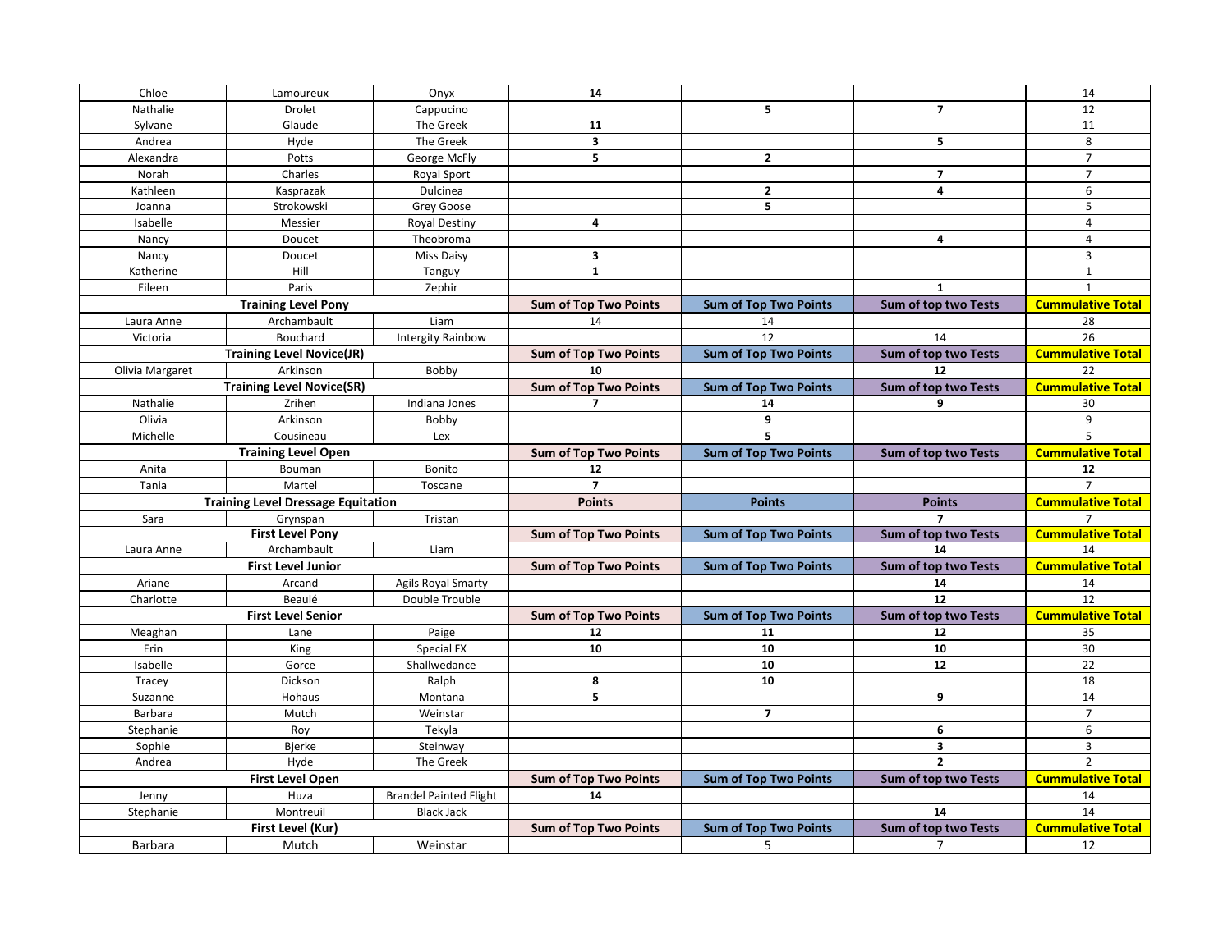| | | | | | | |
|---|---|---|---|---|---|---|
| Chloe | Lamoureux | Onyx | **14** | | | 14 |
| Nathalie | Drolet | Cappucino | | **5** | **7** | 12 |
| Sylvane | Glaude | The Greek | **11** | | | 11 |
| Andrea | Hyde | The Greek | **3** | | **5** | 8 |
| Alexandra | Potts | George McFly | **5** | **2** | | 7 |
| Norah | Charles | Royal Sport | | | **7** | 7 |
| Kathleen | Kasprazak | Dulcinea | | **2** | **4** | 6 |
| Joanna | Strokowski | Grey Goose | | **5** | | 5 |
| Isabelle | Messier | Royal Destiny | **4** | | | 4 |
| Nancy | Doucet | Theobroma | | | **4** | 4 |
| Nancy | Doucet | Miss Daisy | **3** | | | 3 |
| Katherine | Hill | Tanguy | **1** | | | 1 |
| Eileen | Paris | Zephir | | | **1** | 1 |
| **Training Level Pony** | | | **Sum of Top Two Points** | **Sum of Top Two Points** | **Sum of top two Tests** | **Cummulative Total** |
| Laura Anne | Archambault | Liam | 14 | 14 | | 28 |
| Victoria | Bouchard | Intergity Rainbow | | 12 | 14 | 26 |
| **Training Level Novice(JR)** | | | **Sum of Top Two Points** | **Sum of Top Two Points** | **Sum of top two Tests** | **Cummulative Total** |
| Olivia Margaret | Arkinson | Bobby | **10** | | **12** | 22 |
| **Training Level Novice(SR)** | | | **Sum of Top Two Points** | **Sum of Top Two Points** | **Sum of top two Tests** | **Cummulative Total** |
| Nathalie | Zrihen | Indiana Jones | **7** | **14** | **9** | 30 |
| Olivia | Arkinson | Bobby | | **9** | | 9 |
| Michelle | Cousineau | Lex | | **5** | | 5 |
| **Training Level Open** | | | **Sum of Top Two Points** | **Sum of Top Two Points** | **Sum of top two Tests** | **Cummulative Total** |
| Anita | Bouman | Bonito | **12** | | | **12** |
| Tania | Martel | Toscane | **7** | | | 7 |
| **Training Level Dressage Equitation** | | | **Points** | **Points** | **Points** | **Cummulative Total** |
| Sara | Grynspan | Tristan | | | **7** | 7 |
| **First Level Pony** | | | **Sum of Top Two Points** | **Sum of Top Two Points** | **Sum of top two Tests** | **Cummulative Total** |
| Laura Anne | Archambault | Liam | | | **14** | 14 |
| **First Level Junior** | | | **Sum of Top Two Points** | **Sum of Top Two Points** | **Sum of top two Tests** | **Cummulative Total** |
| Ariane | Arcand | Agils Royal Smarty | | | **14** | 14 |
| Charlotte | Beaulé | Double Trouble | | | **12** | 12 |
| **First Level Senior** | | | **Sum of Top Two Points** | **Sum of Top Two Points** | **Sum of top two Tests** | **Cummulative Total** |
| Meaghan | Lane | Paige | **12** | **11** | **12** | 35 |
| Erin | King | Special FX | **10** | **10** | **10** | 30 |
| Isabelle | Gorce | Shallwedance | | **10** | **12** | 22 |
| Tracey | Dickson | Ralph | **8** | **10** | | 18 |
| Suzanne | Hohaus | Montana | **5** | | **9** | 14 |
| Barbara | Mutch | Weinstar | | **7** | | 7 |
| Stephanie | Roy | Tekyla | | | **6** | 6 |
| Sophie | Bjerke | Steinway | | | **3** | 3 |
| Andrea | Hyde | The Greek | | | **2** | 2 |
| **First Level Open** | | | **Sum of Top Two Points** | **Sum of Top Two Points** | **Sum of top two Tests** | **Cummulative Total** |
| Jenny | Huza | Brandel Painted Flight | **14** | | | 14 |
| Stephanie | Montreuil | Black Jack | | | **14** | 14 |
| **First Level (Kur)** | | | **Sum of Top Two Points** | **Sum of Top Two Points** | **Sum of top two Tests** | **Cummulative Total** |
| Barbara | Mutch | Weinstar | | 5 | 7 | 12 |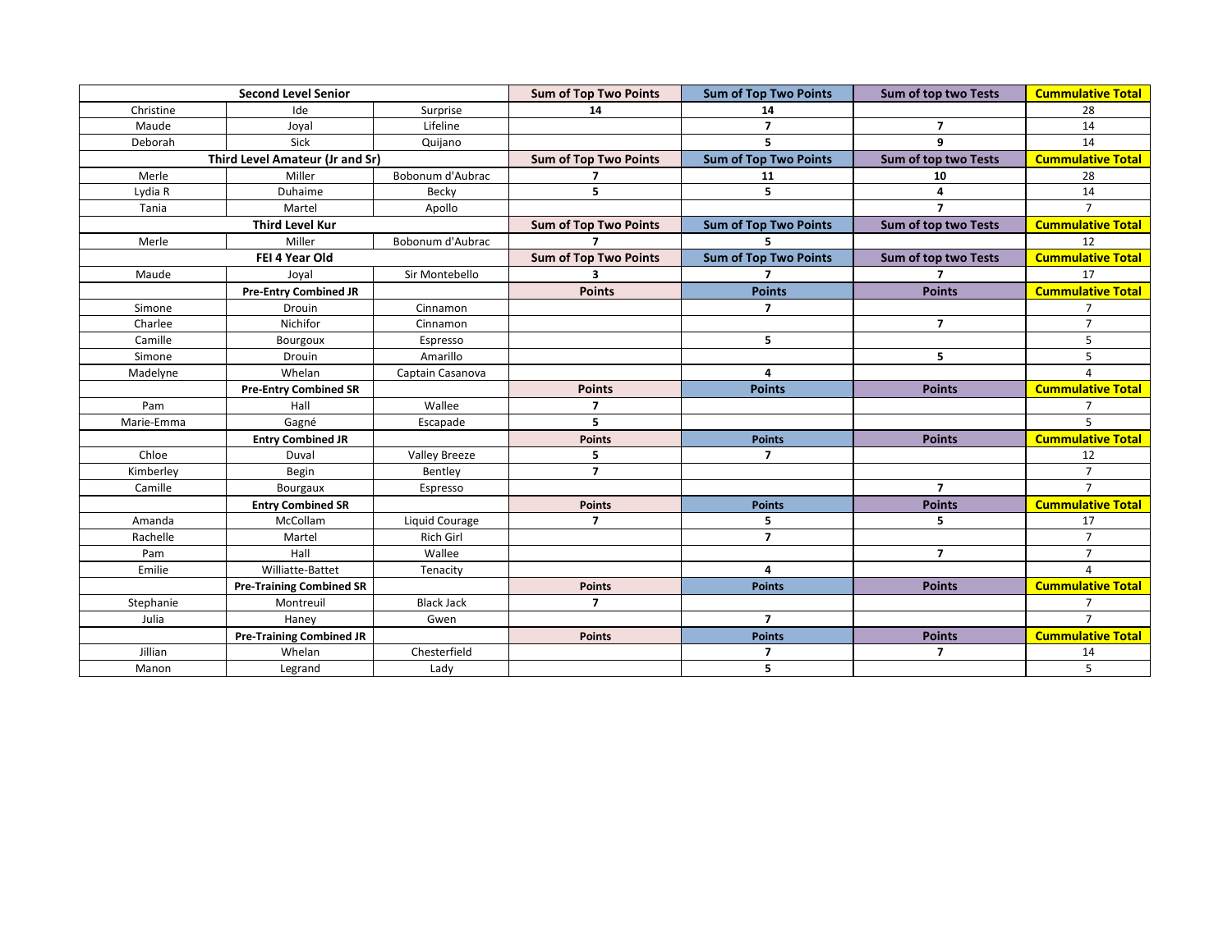| | | | | | | |
|---|---|---|---|---|---|---|
| **Second Level Senior** | | | **Sum of Top Two Points** | **Sum of Top Two Points** | **Sum of top two Tests** | **Cummulative Total** |
| Christine | Ide | Surprise | **14** | **14** | | 28 |
| Maude | Joyal | Lifeline | | **7** | **7** | 14 |
| Deborah | Sick | Quijano | | **5** | **9** | 14 |
| **Third Level Amateur (Jr and Sr)** | | | **Sum of Top Two Points** | **Sum of Top Two Points** | **Sum of top two Tests** | **Cummulative Total** |
| Merle | Miller | Bobonum d'Aubrac | **7** | **11** | **10** | 28 |
| Lydia R | Duhaime | Becky | **5** | **5** | **4** | 14 |
| Tania | Martel | Apollo | | | **7** | 7 |
| **Third Level Kur** | | | **Sum of Top Two Points** | **Sum of Top Two Points** | **Sum of top two Tests** | **Cummulative Total** |
| Merle | Miller | Bobonum d'Aubrac | **7** | **5** | | 12 |
| **FEI 4 Year Old** | | | **Sum of Top Two Points** | **Sum of Top Two Points** | **Sum of top two Tests** | **Cummulative Total** |
| Maude | Joyal | Sir Montebello | **3** | **7** | **7** | 17 |
| | **Pre-Entry Combined JR** | | **Points** | **Points** | **Points** | **Cummulative Total** |
| Simone | Drouin | Cinnamon | | **7** | | 7 |
| Charlee | Nichifor | Cinnamon | | | **7** | 7 |
| Camille | Bourgoux | Espresso | | **5** | | 5 |
| Simone | Drouin | Amarillo | | | **5** | 5 |
| Madelyne | Whelan | Captain Casanova | | **4** | | 4 |
| | **Pre-Entry Combined SR** | | **Points** | **Points** | **Points** | **Cummulative Total** |
| Pam | Hall | Wallee | **7** | | | 7 |
| Marie-Emma | Gagné | Escapade | **5** | | | 5 |
| | **Entry Combined JR** | | **Points** | **Points** | **Points** | **Cummulative Total** |
| Chloe | Duval | Valley Breeze | **5** | **7** | | 12 |
| Kimberley | Begin | Bentley | **7** | | | 7 |
| Camille | Bourgaux | Espresso | | | **7** | 7 |
| | **Entry Combined SR** | | **Points** | **Points** | **Points** | **Cummulative Total** |
| Amanda | McCollam | Liquid Courage | **7** | **5** | **5** | 17 |
| Rachelle | Martel | Rich Girl | | **7** | | 7 |
| Pam | Hall | Wallee | | | **7** | 7 |
| Emilie | Williatte-Battet | Tenacity | | **4** | | 4 |
| | **Pre-Training Combined SR** | | **Points** | **Points** | **Points** | **Cummulative Total** |
| Stephanie | Montreuil | Black Jack | **7** | | | 7 |
| Julia | Haney | Gwen | | **7** | | 7 |
| | **Pre-Training Combined JR** | | **Points** | **Points** | **Points** | **Cummulative Total** |
| Jillian | Whelan | Chesterfield | | **7** | **7** | 14 |
| Manon | Legrand | Lady | | **5** | | 5 |